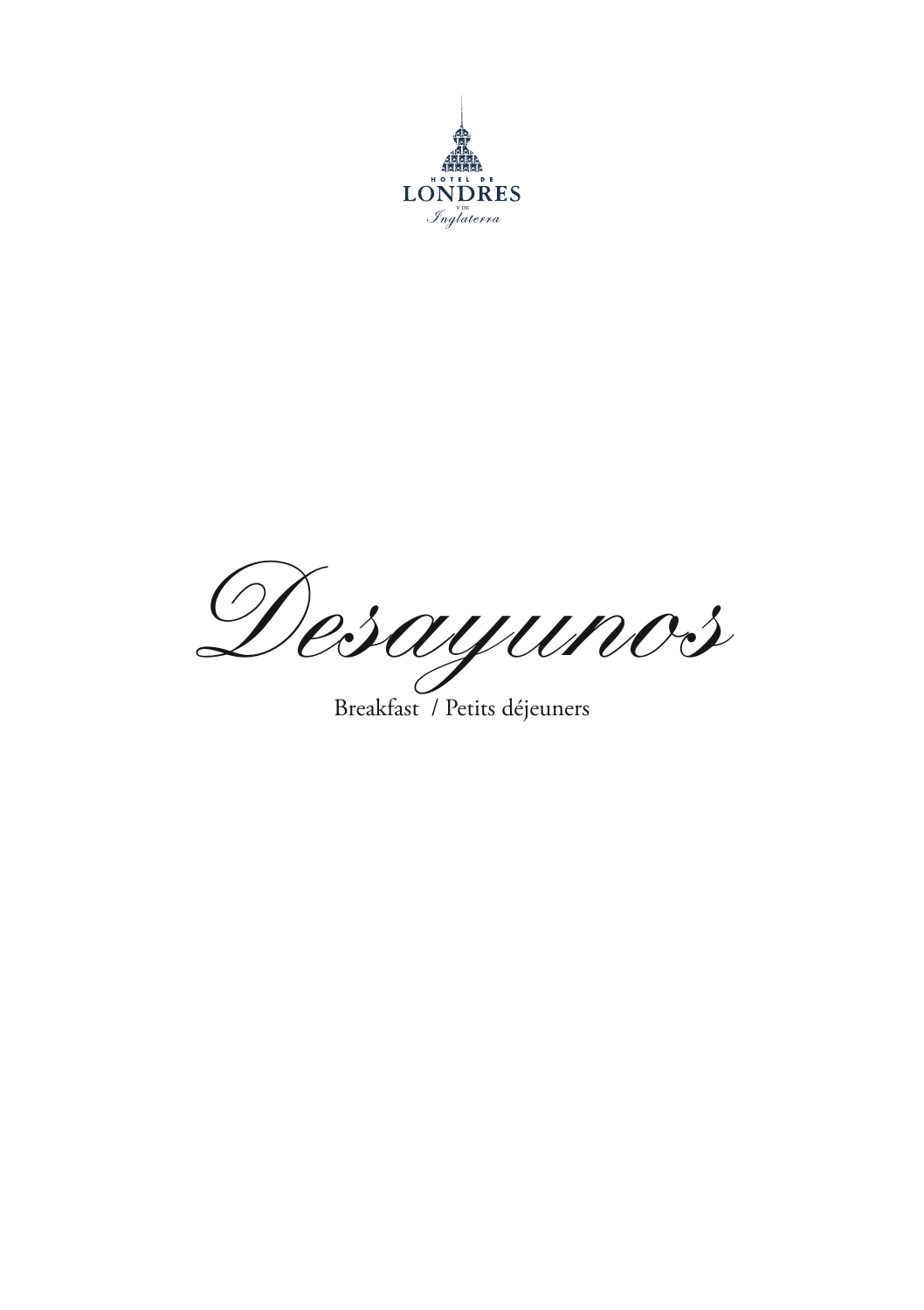HOTEL DE

LONDRES

Y DE

*Inglaterra*

# *Desayunos*

Breakfast / Petits déjeuners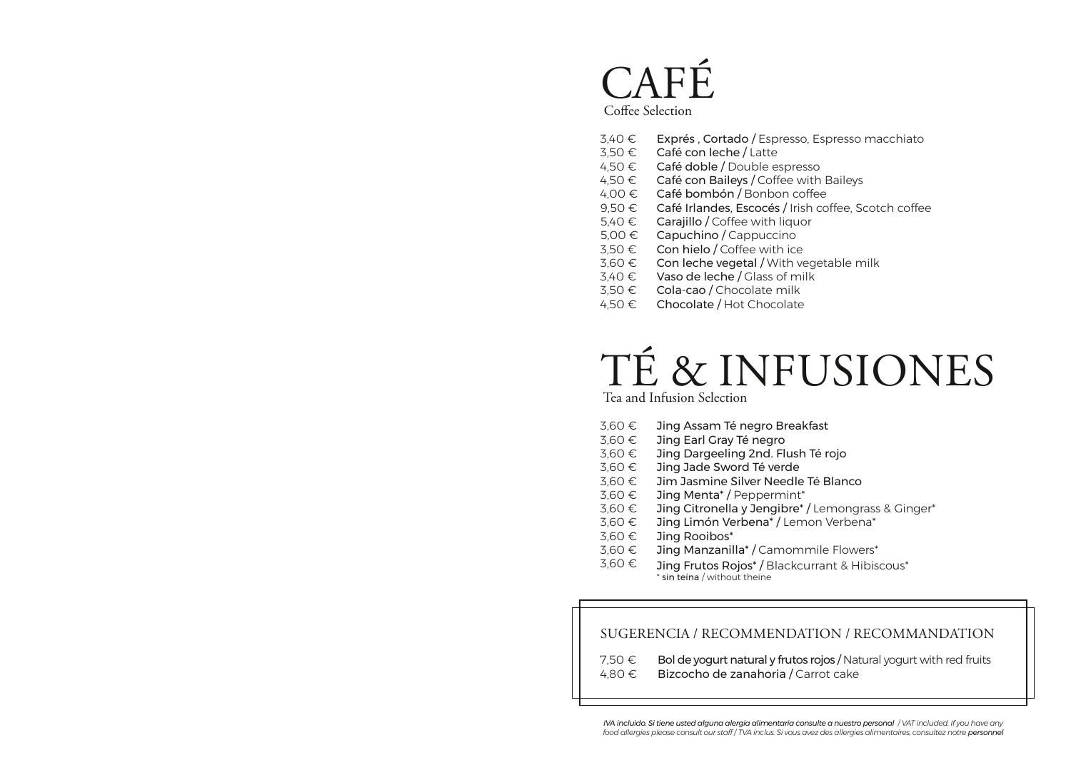# CAFÉ

Coffee Selection

3,40 € **Exprés , Cortado /** Espresso, Espresso macchiato
3,50 € **Café con leche /** Latte
4,50 € **Café doble /** Double espresso
4,50 € **Café con Baileys /** Coffee with Baileys
4,00 € **Café bombón /** Bonbon coffee
9,50 € **Café Irlandes, Escocés /** Irish coffee, Scotch coffee
5,40 € **Carajillo /** Coffee with liquor
5,00 € **Capuchino /** Cappuccino
3,50 € **Con hielo /** Coffee with ice
3,60 € **Con leche vegetal /** With vegetable milk
3,40 € **Vaso de leche /** Glass of milk
3,50 € **Cola-cao /** Chocolate milk
4,50 € **Chocolate /** Hot Chocolate

# TÉ & INFUSIONES

Tea and Infusion Selection

3,60 € **Jing Assam Té negro Breakfast**
3,60 € **Jing Earl Gray Té negro**
3,60 € **Jing Dargeeling 2nd. Flush Té rojo**
3,60 € **Jing Jade Sword Té verde**
3,60 € **Jim Jasmine Silver Needle Té Blanco**
3,60 € **Jing Menta* /** Peppermint*
3,60 € **Jing Citronella y Jengibre* /** Lemongrass & Ginger*
3,60 € **Jing Limón Verbena* /** Lemon Verbena*
3,60 € **Jing Rooibos***
3,60 € **Jing Manzanilla* /** Camommile Flowers*
3,60 € **Jing Frutos Rojos* /** Blackcurrant & Hibiscous*

\* **sin teína** / without theine

## SUGERENCIA / RECOMMENDATION / RECOMMANDATION

7,50 € **Bol de yogurt natural y frutos rojos /** Natural yogurt with red fruits
4,80 € **Bizcocho de zanahoria /** Carrot cake

*IVA incluido. Si tiene usted alguna alergia alimentaria consulte a nuestro personal / VAT included. If you have any food allergies please consult our staff / TVA inclus. Si vous avez des allergies alimentaires, consultez notre personnel*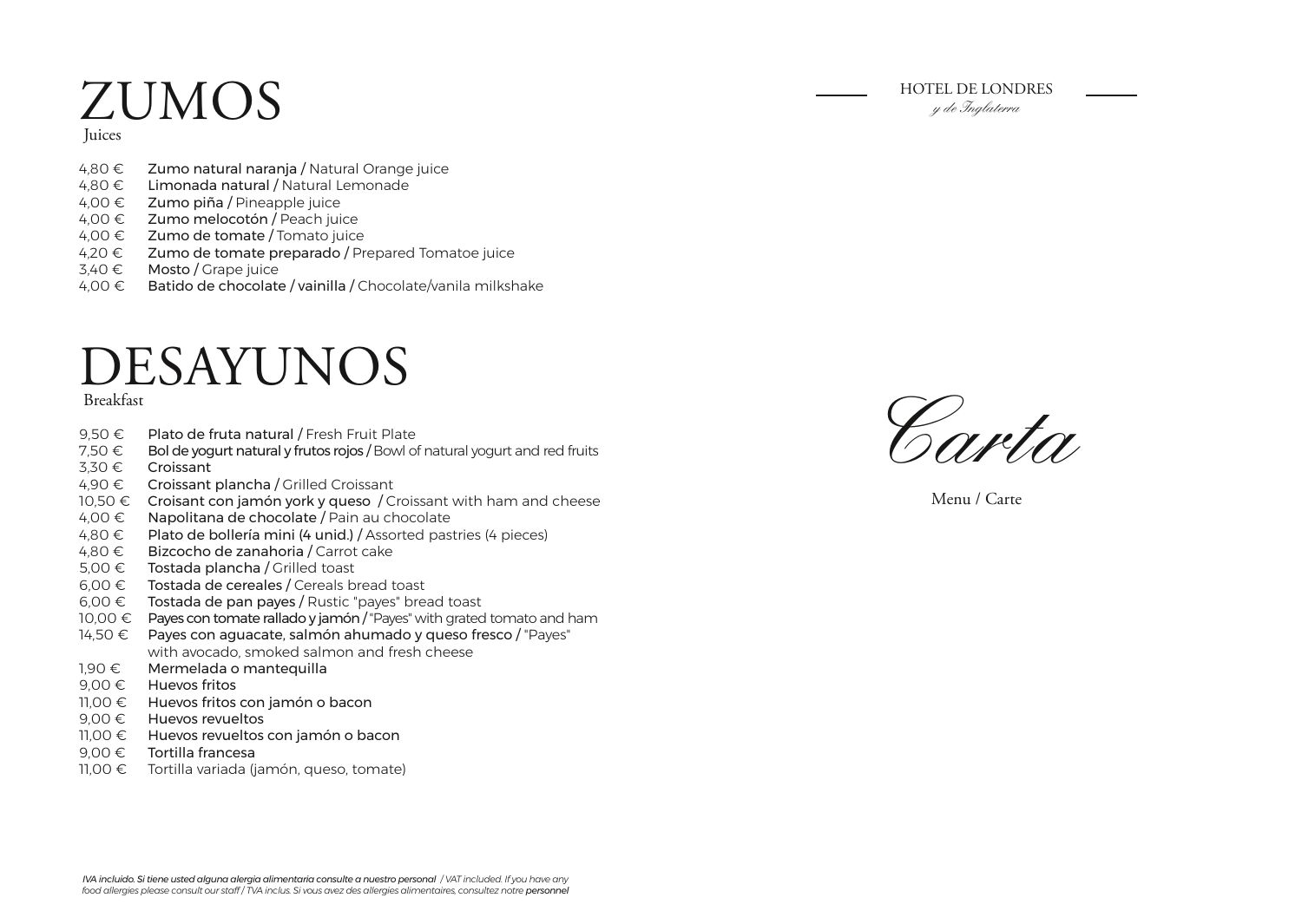# ZUMOS

Juices

- 4,80 € **Zumo natural naranja /** Natural Orange juice
- 4,80 € **Limonada natural /** Natural Lemonade
- 4,00 € **Zumo piña /** Pineapple juice
- 4,00 € **Zumo melocotón /** Peach juice
- 4,00 € **Zumo de tomate /** Tomato juice
- 4,20 € **Zumo de tomate preparado /** Prepared Tomatoe juice
- 3,40 € **Mosto /** Grape juice
- 4,00 € **Batido de chocolate / vainilla /** Chocolate/vanila milkshake

# DESAYUNOS

Breakfast

- 9,50 € **Plato de fruta natural /** Fresh Fruit Plate
- 7,50 € **Bol de yogurt natural y frutos rojos /** Bowl of natural yogurt and red fruits
- 3,30 € **Croissant**
- 4,90 € **Croissant plancha /** Grilled Croissant
- 10,50 € **Croisant con jamón york y queso /** Croissant with ham and cheese
- 4,00 € **Napolitana de chocolate /** Pain au chocolate
- 4,80 € **Plato de bollería mini (4 unid.) /** Assorted pastries (4 pieces)
- 4,80 € **Bizcocho de zanahoria /** Carrot cake
- 5,00 € **Tostada plancha /** Grilled toast
- 6,00 € **Tostada de cereales /** Cereals bread toast
- 6,00 € **Tostada de pan payes /** Rustic "payes" bread toast
- 10,00 € **Payes con tomate rallado y jamón /** "Payes" with grated tomato and ham
- 14,50 € **Payes con aguacate, salmón ahumado y queso fresco /** "Payes" with avocado, smoked salmon and fresh cheese
- 1,90 € **Mermelada o mantequilla**
- 9,00 € **Huevos fritos**
- 11,00 € **Huevos fritos con jamón o bacon**
- 9,00 € **Huevos revueltos**
- 11,00 € **Huevos revueltos con jamón o bacon**
- 9,00 € **Tortilla francesa**
- 11,00 € Tortilla variada (jamón, queso, tomate)

*IVA incluido. Si tiene usted alguna alergia alimentaria consulte a nuestro personal / VAT included. If you have any food allergies please consult our staff / TVA inclus. Si vous avez des allergies alimentaires, consultez notre **personnel***

HOTEL DE LONDRES
*y de Inglaterra*

*Carta*

Menu / Carte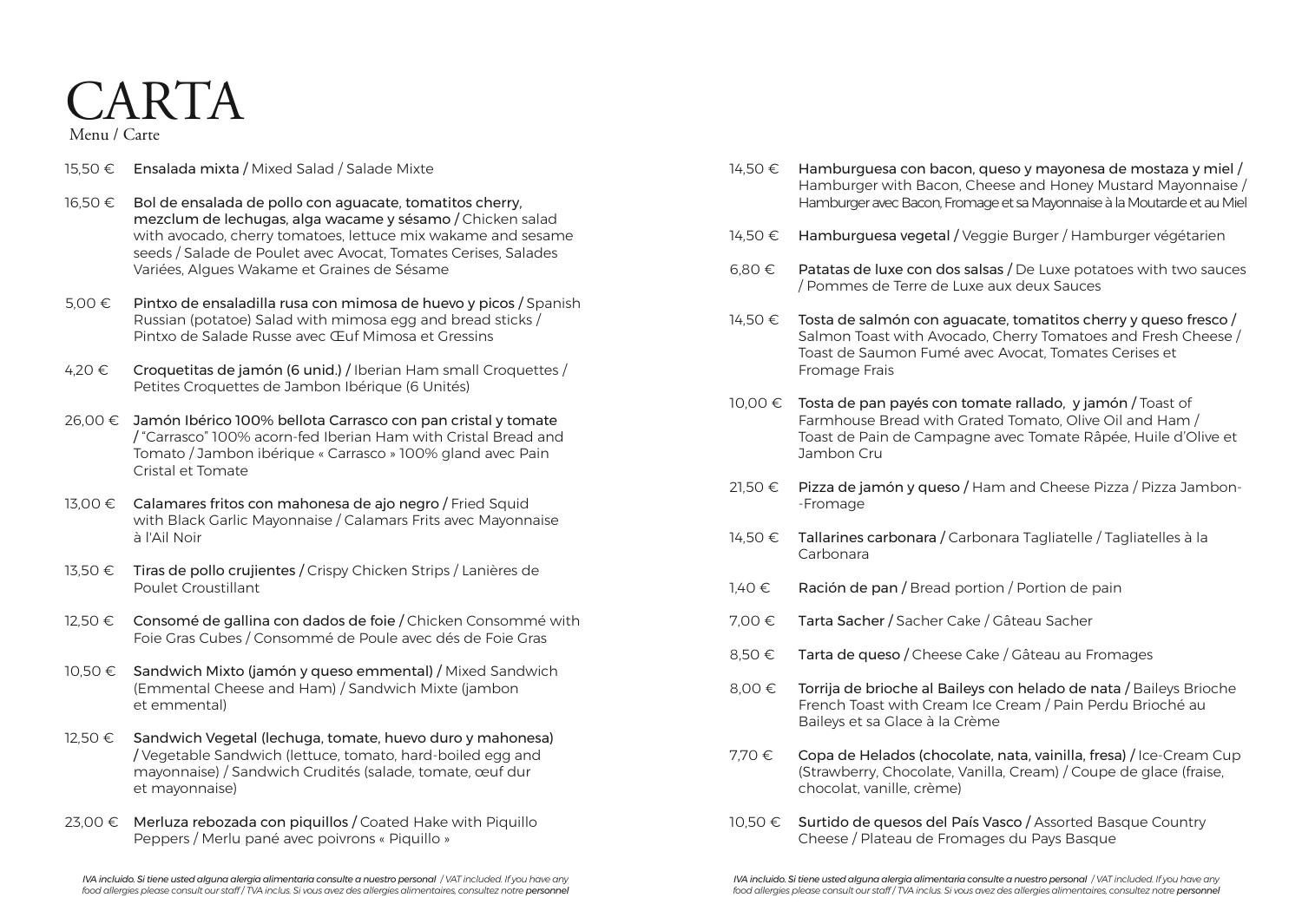# CARTA

Menu / Carte

15,50 € **Ensalada mixta /** Mixed Salad / Salade Mixte

16,50 € **Bol de ensalada de pollo con aguacate, tomatitos cherry, mezclum de lechugas, alga wacame y sésamo /** Chicken salad with avocado, cherry tomatoes, lettuce mix wakame and sesame seeds / Salade de Poulet avec Avocat, Tomates Cerises, Salades Variées, Algues Wakame et Graines de Sésame

5,00 € **Pintxo de ensaladilla rusa con mimosa de huevo y picos /** Spanish Russian (potatoe) Salad with mimosa egg and bread sticks / Pintxo de Salade Russe avec Œuf Mimosa et Gressins

4,20 € **Croquetitas de jamón (6 unid.) /** Iberian Ham small Croquettes / Petites Croquettes de Jambon Ibérique (6 Unités)

26,00 € **Jamón Ibérico 100% bellota Carrasco con pan cristal y tomate /** "Carrasco" 100% acorn-fed Iberian Ham with Cristal Bread and Tomato / Jambon ibérique « Carrasco » 100% gland avec Pain Cristal et Tomate

13,00 € **Calamares fritos con mahonesa de ajo negro /** Fried Squid with Black Garlic Mayonnaise / Calamars Frits avec Mayonnaise à l'Ail Noir

13,50 € **Tiras de pollo crujientes /** Crispy Chicken Strips / Lanières de Poulet Croustillant

12,50 € **Consomé de gallina con dados de foie /** Chicken Consommé with Foie Gras Cubes / Consommé de Poule avec dés de Foie Gras

10,50 € **Sandwich Mixto (jamón y queso emmental) /** Mixed Sandwich (Emmental Cheese and Ham) / Sandwich Mixte (jambon et emmental)

12,50 € **Sandwich Vegetal (lechuga, tomate, huevo duro y mahonesa) /** Vegetable Sandwich (lettuce, tomato, hard-boiled egg and mayonnaise) / Sandwich Crudités (salade, tomate, œuf dur et mayonnaise)

23,00 € **Merluza rebozada con piquillos /** Coated Hake with Piquillo Peppers / Merlu pané avec poivrons « Piquillo »

*IVA incluido. Si tiene usted alguna alergia alimentaria consulte a nuestro personal / VAT included. If you have any food allergies please consult our staff / TVA inclus. Si vous avez des allergies alimentaires, consultez notre **personnel***

14,50 € **Hamburguesa con bacon, queso y mayonesa de mostaza y miel /** Hamburger with Bacon, Cheese and Honey Mustard Mayonnaise / Hamburger avec Bacon, Fromage et sa Mayonnaise à la Moutarde et au Miel

14,50 € **Hamburguesa vegetal /** Veggie Burger / Hamburger végétarien

6,80 € **Patatas de luxe con dos salsas /** De Luxe potatoes with two sauces / Pommes de Terre de Luxe aux deux Sauces

14,50 € **Tosta de salmón con aguacate, tomatitos cherry y queso fresco /** Salmon Toast with Avocado, Cherry Tomatoes and Fresh Cheese / Toast de Saumon Fumé avec Avocat, Tomates Cerises et Fromage Frais

10,00 € **Tosta de pan payés con tomate rallado, y jamón /** Toast of Farmhouse Bread with Grated Tomato, Olive Oil and Ham / Toast de Pain de Campagne avec Tomate Râpée, Huile d'Olive et Jambon Cru

21,50 € **Pizza de jamón y queso /** Ham and Cheese Pizza / Pizza Jambon--Fromage

14,50 € **Tallarines carbonara /** Carbonara Tagliatelle / Tagliatelles à la Carbonara

1,40 € **Ración de pan /** Bread portion / Portion de pain

7,00 € **Tarta Sacher /** Sacher Cake / Gâteau Sacher

8,50 € **Tarta de queso /** Cheese Cake / Gâteau au Fromages

8,00 € **Torrija de brioche al Baileys con helado de nata /** Baileys Brioche French Toast with Cream Ice Cream / Pain Perdu Brioché au Baileys et sa Glace à la Crème

7,70 € **Copa de Helados (chocolate, nata, vainilla, fresa) /** Ice-Cream Cup (Strawberry, Chocolate, Vanilla, Cream) / Coupe de glace (fraise, chocolat, vanille, crème)

10,50 € **Surtido de quesos del País Vasco /** Assorted Basque Country Cheese / Plateau de Fromages du Pays Basque

*IVA incluido. Si tiene usted alguna alergia alimentaria consulte a nuestro personal / VAT included. If you have any food allergies please consult our staff / TVA inclus. Si vous avez des allergies alimentaires, consultez notre **personnel***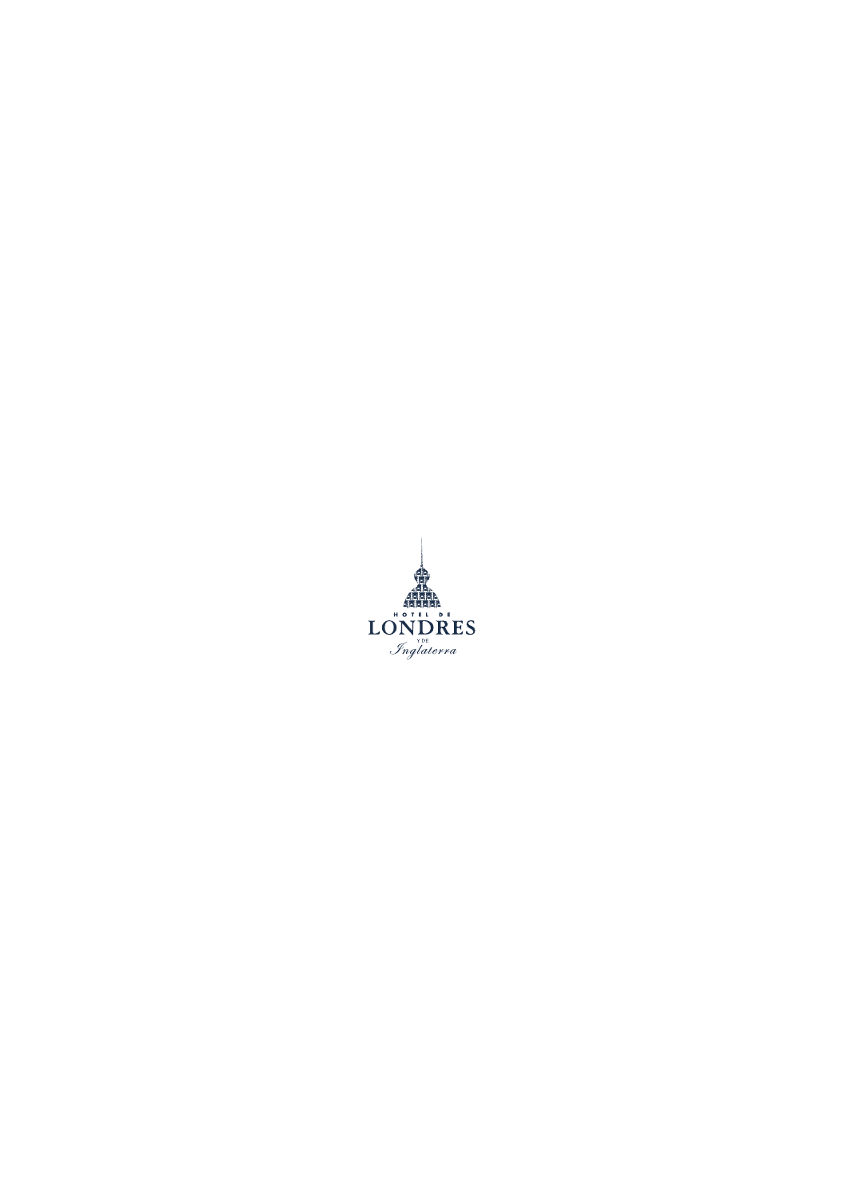HOTEL DE

LONDRES

Y DE

*Inglaterra*